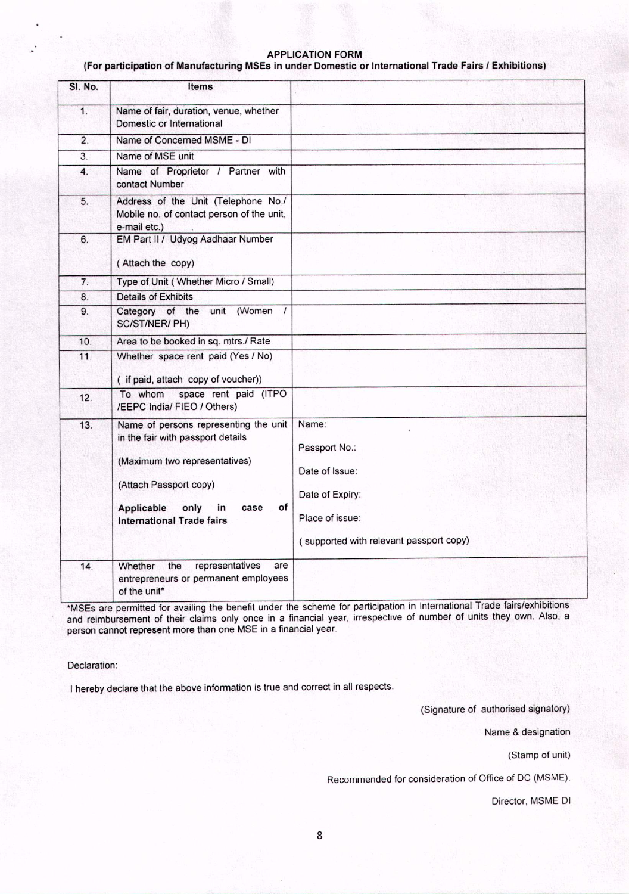# APPLICATION FORM

**(For participation of Manufacturing MSEs in under Domestic or International Trade Fairs / Exhibitions)**

| Sl. No. | Items | |
|---|---|---|
| 1. | Name of fair, duration, venue, whether Domestic or International | |
| 2. | Name of Concerned MSME - DI | |
| 3. | Name of MSE unit | |
| 4. | Name of Proprietor / Partner with contact Number | |
| 5. | Address of the Unit (Telephone No./ Mobile no. of contact person of the unit, e-mail etc.) | |
| 6. | EM Part II / Udyog Aadhaar Number<br><br>( Attach the copy) | |
| 7. | Type of Unit ( Whether Micro / Small) | |
| 8. | Details of Exhibits | |
| 9. | Category of the unit (Women / SC/ST/NER/ PH) | |
| 10. | Area to be booked in sq. mtrs./ Rate | |
| 11. | Whether space rent paid (Yes / No)<br><br>( if paid, attach copy of voucher)) | |
| 12. | To whom space rent paid (ITPO /EEPC India/ FIEO / Others) | |
| 13. | Name of persons representing the unit in the fair with passport details<br><br>(Maximum two representatives)<br><br>(Attach Passport copy)<br><br>**Applicable only in case of International Trade fairs** | Name:<br><br>Passport No.:<br><br>Date of Issue:<br><br>Date of Expiry:<br><br>Place of issue:<br><br>( supported with relevant passport copy) |
| 14. | Whether the representatives are entrepreneurs or permanent employees of the unit* | |

*MSEs are permitted for availing the benefit under the scheme for participation in International Trade fairs/exhibitions and reimbursement of their claims only once in a financial year, irrespective of number of units they own. Also, a person cannot represent more than one MSE in a financial year.

Declaration:

I hereby declare that the above information is true and correct in all respects.

(Signature of authorised signatory)

Name & designation

(Stamp of unit)

Recommended for consideration of Office of DC (MSME).

Director, MSME DI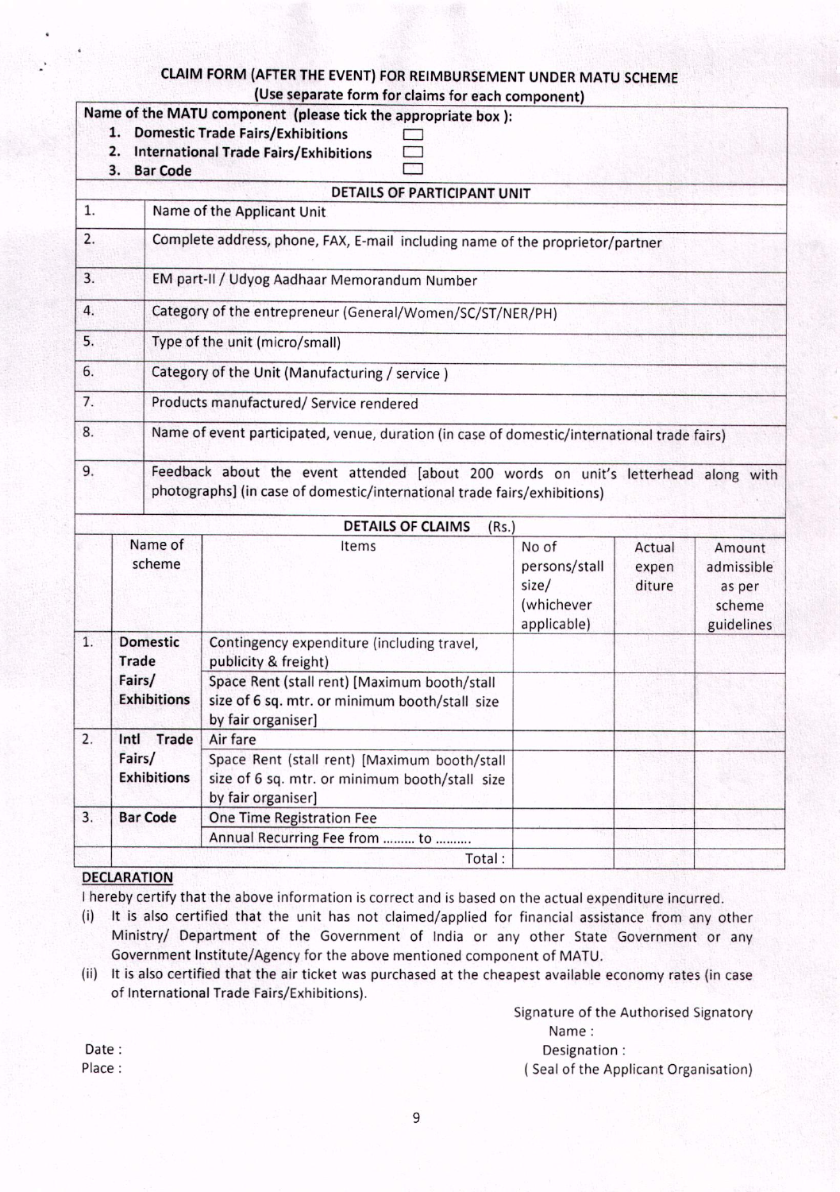## CLAIM FORM (AFTER THE EVENT) FOR REIMBURSEMENT UNDER MATU SCHEME

**(Use separate form for claims for each component)**

**Name of the MATU component (please tick the appropriate box ):**

1. **Domestic Trade Fairs/Exhibitions** ☐
2. **International Trade Fairs/Exhibitions** ☐
3. **Bar Code** ☐

**DETAILS OF PARTICIPANT UNIT**

| | |
|---|---|
| 1. | Name of the Applicant Unit |
| 2. | Complete address, phone, FAX, E-mail including name of the proprietor/partner |
| 3. | EM part-II / Udyog Aadhaar Memorandum Number |
| 4. | Category of the entrepreneur (General/Women/SC/ST/NER/PH) |
| 5. | Type of the unit (micro/small) |
| 6. | Category of the Unit (Manufacturing / service ) |
| 7. | Products manufactured/ Service rendered |
| 8. | Name of event participated, venue, duration (in case of domestic/international trade fairs) |
| 9. | Feedback about the event attended [about 200 words on unit's letterhead along with photographs] (in case of domestic/international trade fairs/exhibitions) |

**DETAILS OF CLAIMS (Rs.)**

| | Name of scheme | Items | No of persons/stall size/ (whichever applicable) | Actual expen diture | Amount admissible as per scheme guidelines |
|---|---|---|---|---|---|
| 1. | **Domestic Trade Fairs/ Exhibitions** | Contingency expenditure (including travel, publicity & freight) | | | |
| | | Space Rent (stall rent) [Maximum booth/stall size of 6 sq. mtr. or minimum booth/stall size by fair organiser] | | | |
| 2. | **Intl Trade Fairs/ Exhibitions** | Air fare | | | |
| | | Space Rent (stall rent) [Maximum booth/stall size of 6 sq. mtr. or minimum booth/stall size by fair organiser] | | | |
| 3. | **Bar Code** | One Time Registration Fee | | | |
| | | Annual Recurring Fee from ……… to ………. | | | |
| | | Total : | | | |

**DECLARATION**

I hereby certify that the above information is correct and is based on the actual expenditure incurred.

(i) It is also certified that the unit has not claimed/applied for financial assistance from any other Ministry/ Department of the Government of India or any other State Government or any Government Institute/Agency for the above mentioned component of MATU.

(ii) It is also certified that the air ticket was purchased at the cheapest available economy rates (in case of International Trade Fairs/Exhibitions).

Signature of the Authorised Signatory

Name :

Designation :

( Seal of the Applicant Organisation)

Date :

Place :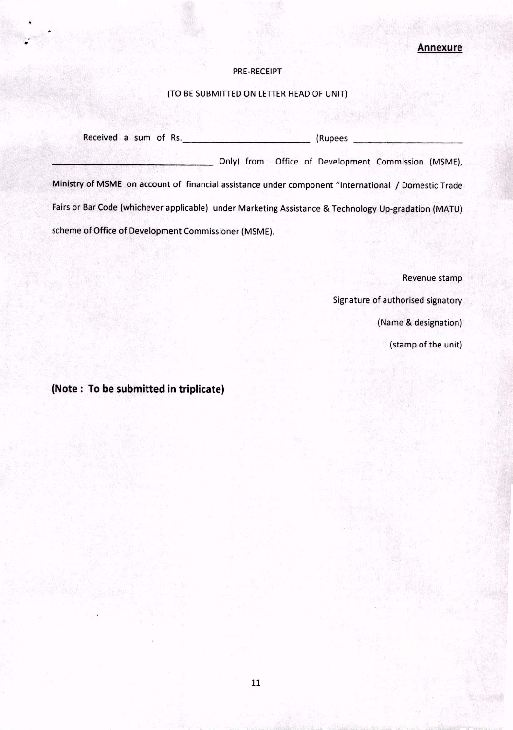**Annexure**

PRE-RECEIPT

(TO BE SUBMITTED ON LETTER HEAD OF UNIT)

Received a sum of Rs.__________________________ (Rupees ______________________ ________________________________ Only) from Office of Development Commission (MSME), Ministry of MSME on account of financial assistance under component "International / Domestic Trade Fairs or Bar Code (whichever applicable) under Marketing Assistance & Technology Up-gradation (MATU) scheme of Office of Development Commissioner (MSME).

Revenue stamp

Signature of authorised signatory

(Name & designation)

(stamp of the unit)

**(Note : To be submitted in triplicate)**